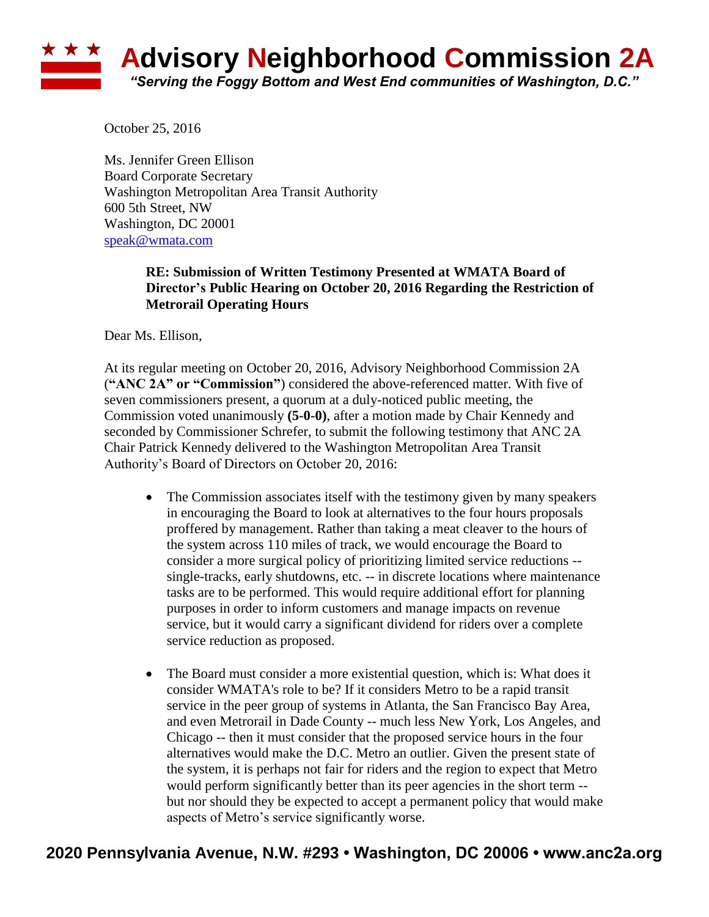# Advisory Neighborhood Commission 2A

*"Serving the Foggy Bottom and West End communities of Washington, D.C."*

October 25, 2016

Ms. Jennifer Green Ellison
Board Corporate Secretary
Washington Metropolitan Area Transit Authority
600 5th Street, NW
Washington, DC 20001
speak@wmata.com

**RE: Submission of Written Testimony Presented at WMATA Board of Director's Public Hearing on October 20, 2016 Regarding the Restriction of Metrorail Operating Hours**

Dear Ms. Ellison,

At its regular meeting on October 20, 2016, Advisory Neighborhood Commission 2A (**"ANC 2A" or "Commission"**) considered the above-referenced matter. With five of seven commissioners present, a quorum at a duly-noticed public meeting, the Commission voted unanimously **(5-0-0)**, after a motion made by Chair Kennedy and seconded by Commissioner Schrefer, to submit the following testimony that ANC 2A Chair Patrick Kennedy delivered to the Washington Metropolitan Area Transit Authority's Board of Directors on October 20, 2016:

- The Commission associates itself with the testimony given by many speakers in encouraging the Board to look at alternatives to the four hours proposals proffered by management. Rather than taking a meat cleaver to the hours of the system across 110 miles of track, we would encourage the Board to consider a more surgical policy of prioritizing limited service reductions -- single-tracks, early shutdowns, etc. -- in discrete locations where maintenance tasks are to be performed. This would require additional effort for planning purposes in order to inform customers and manage impacts on revenue service, but it would carry a significant dividend for riders over a complete service reduction as proposed.

- The Board must consider a more existential question, which is: What does it consider WMATA's role to be? If it considers Metro to be a rapid transit service in the peer group of systems in Atlanta, the San Francisco Bay Area, and even Metrorail in Dade County -- much less New York, Los Angeles, and Chicago -- then it must consider that the proposed service hours in the four alternatives would make the D.C. Metro an outlier. Given the present state of the system, it is perhaps not fair for riders and the region to expect that Metro would perform significantly better than its peer agencies in the short term -- but nor should they be expected to accept a permanent policy that would make aspects of Metro's service significantly worse.

**2020 Pennsylvania Avenue, N.W. #293 • Washington, DC 20006 • www.anc2a.org**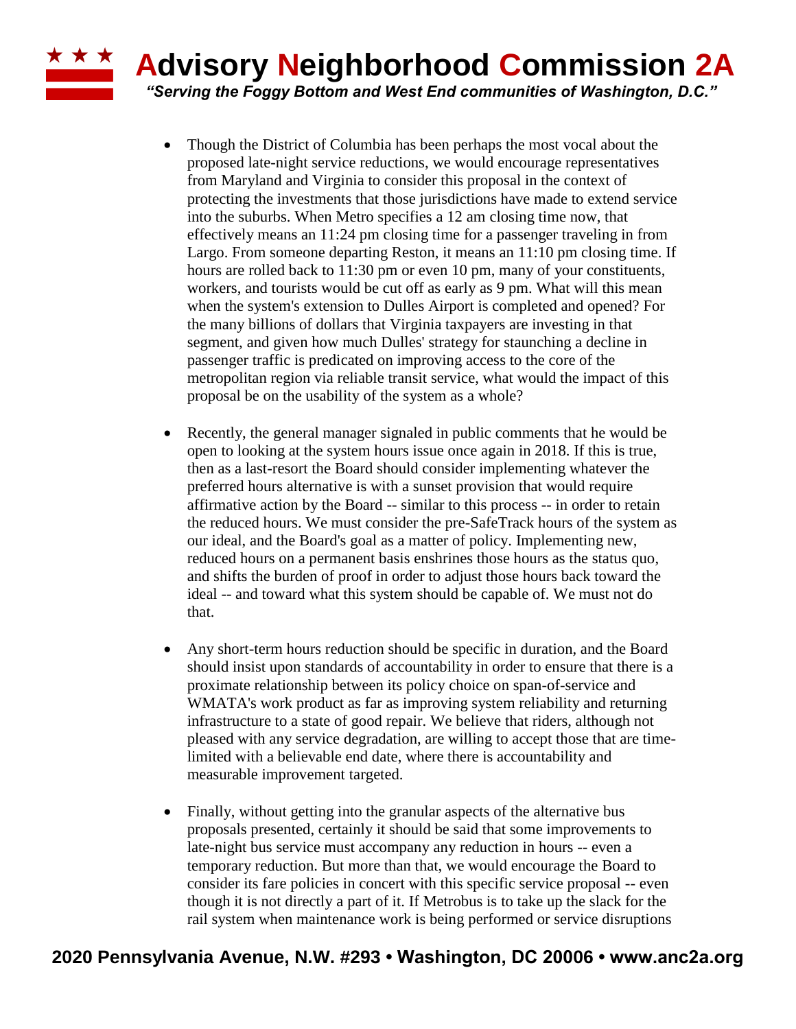- Though the District of Columbia has been perhaps the most vocal about the proposed late-night service reductions, we would encourage representatives from Maryland and Virginia to consider this proposal in the context of protecting the investments that those jurisdictions have made to extend service into the suburbs. When Metro specifies a 12 am closing time now, that effectively means an 11:24 pm closing time for a passenger traveling in from Largo. From someone departing Reston, it means an 11:10 pm closing time. If hours are rolled back to 11:30 pm or even 10 pm, many of your constituents, workers, and tourists would be cut off as early as 9 pm. What will this mean when the system's extension to Dulles Airport is completed and opened? For the many billions of dollars that Virginia taxpayers are investing in that segment, and given how much Dulles' strategy for staunching a decline in passenger traffic is predicated on improving access to the core of the metropolitan region via reliable transit service, what would the impact of this proposal be on the usability of the system as a whole?

- Recently, the general manager signaled in public comments that he would be open to looking at the system hours issue once again in 2018. If this is true, then as a last-resort the Board should consider implementing whatever the preferred hours alternative is with a sunset provision that would require affirmative action by the Board -- similar to this process -- in order to retain the reduced hours. We must consider the pre-SafeTrack hours of the system as our ideal, and the Board's goal as a matter of policy. Implementing new, reduced hours on a permanent basis enshrines those hours as the status quo, and shifts the burden of proof in order to adjust those hours back toward the ideal -- and toward what this system should be capable of. We must not do that.

- Any short-term hours reduction should be specific in duration, and the Board should insist upon standards of accountability in order to ensure that there is a proximate relationship between its policy choice on span-of-service and WMATA's work product as far as improving system reliability and returning infrastructure to a state of good repair. We believe that riders, although not pleased with any service degradation, are willing to accept those that are time-limited with a believable end date, where there is accountability and measurable improvement targeted.

- Finally, without getting into the granular aspects of the alternative bus proposals presented, certainly it should be said that some improvements to late-night bus service must accompany any reduction in hours -- even a temporary reduction. But more than that, we would encourage the Board to consider its fare policies in concert with this specific service proposal -- even though it is not directly a part of it. If Metrobus is to take up the slack for the rail system when maintenance work is being performed or service disruptions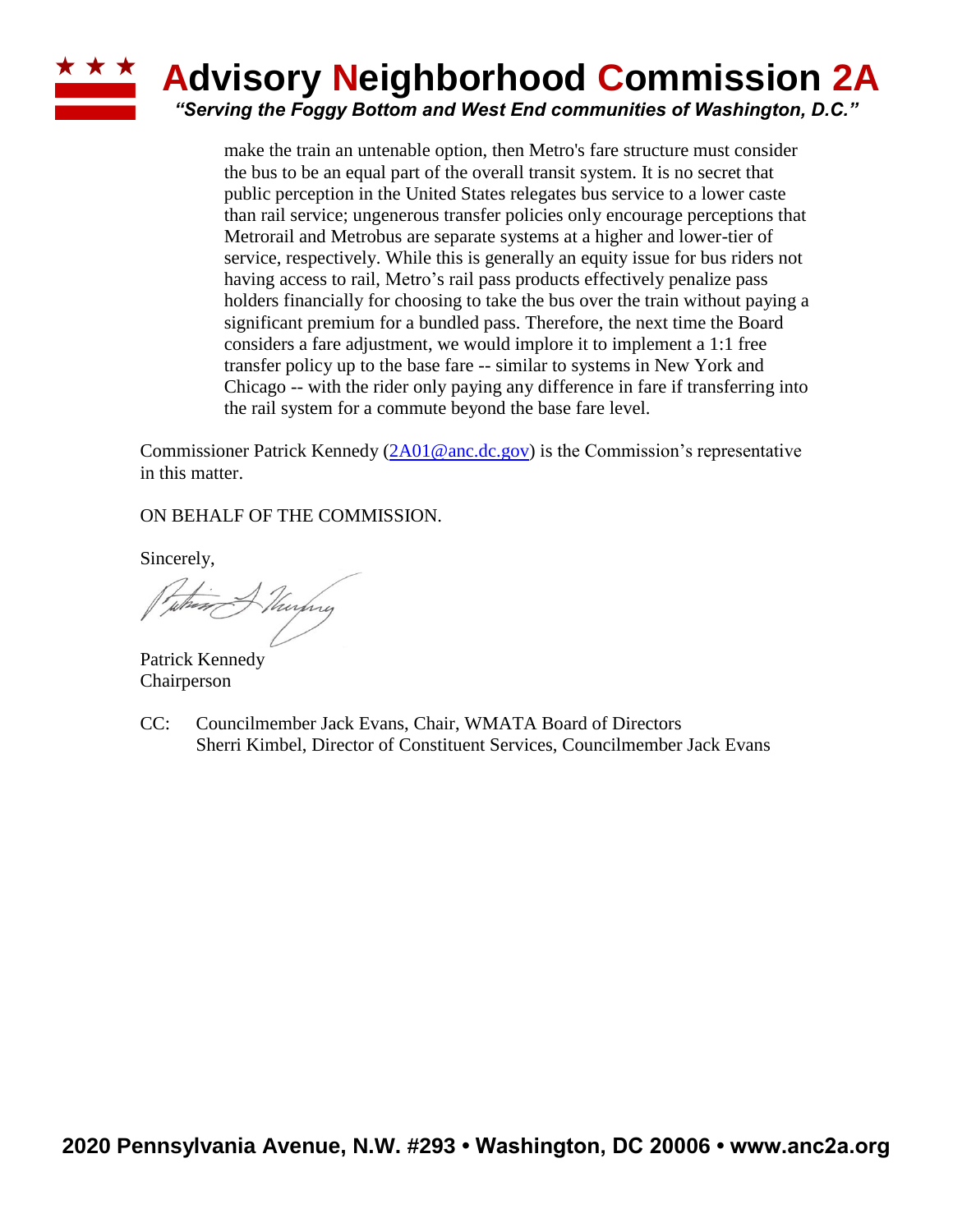make the train an untenable option, then Metro's fare structure must consider the bus to be an equal part of the overall transit system. It is no secret that public perception in the United States relegates bus service to a lower caste than rail service; ungenerous transfer policies only encourage perceptions that Metrorail and Metrobus are separate systems at a higher and lower-tier of service, respectively. While this is generally an equity issue for bus riders not having access to rail, Metro's rail pass products effectively penalize pass holders financially for choosing to take the bus over the train without paying a significant premium for a bundled pass. Therefore, the next time the Board considers a fare adjustment, we would implore it to implement a 1:1 free transfer policy up to the base fare -- similar to systems in New York and Chicago -- with the rider only paying any difference in fare if transferring into the rail system for a commute beyond the base fare level.

Commissioner Patrick Kennedy (2A01@anc.dc.gov) is the Commission's representative in this matter.

ON BEHALF OF THE COMMISSION.

Sincerely,

Patrick Kennedy
Chairperson

CC: Councilmember Jack Evans, Chair, WMATA Board of Directors
Sherri Kimbel, Director of Constituent Services, Councilmember Jack Evans